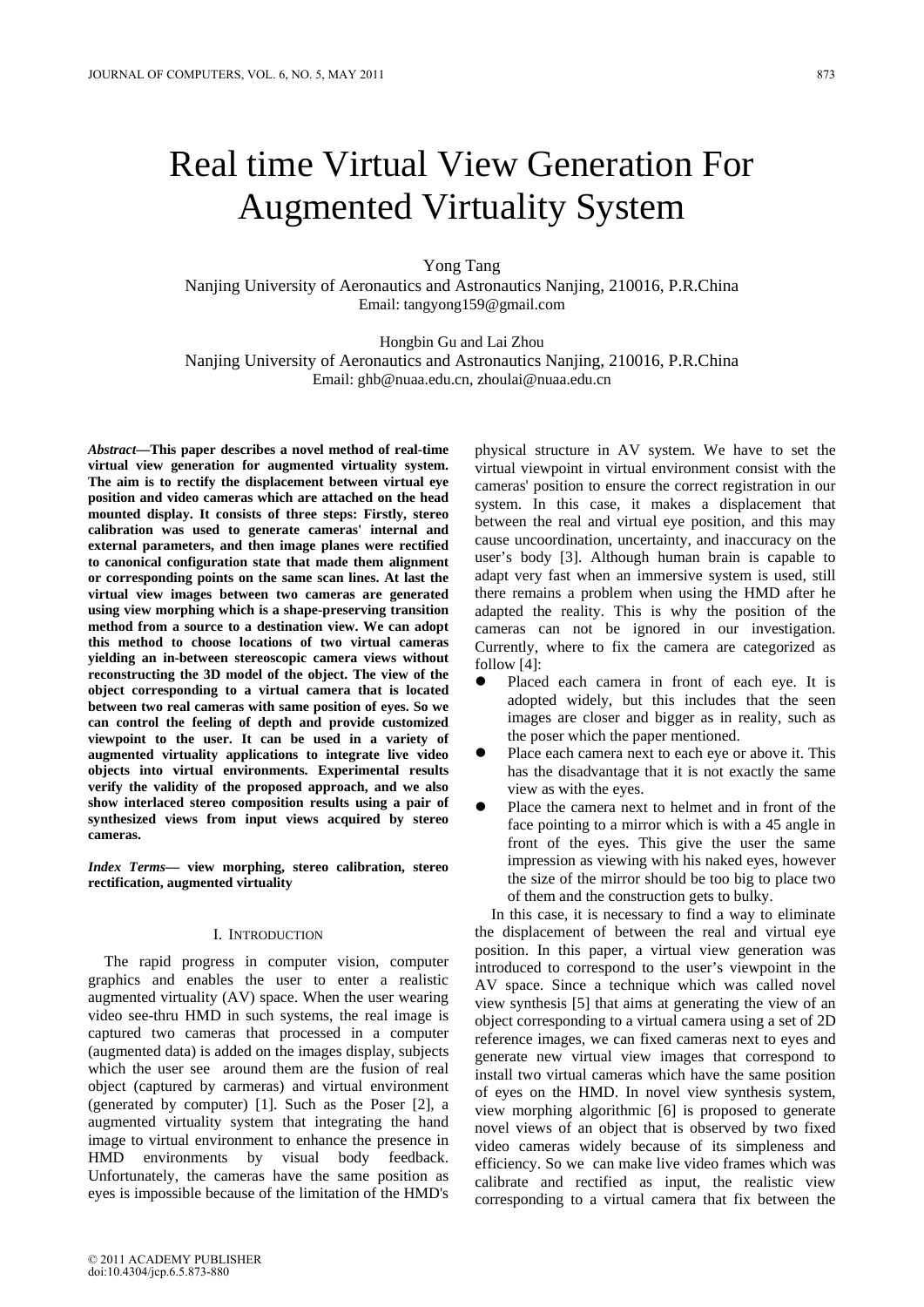# Real time Virtual View Generation For Augmented Virtuality System

Yong Tang
Nanjing University of Aeronautics and Astronautics Nanjing, 210016, P.R.China
Email: tangyong159@gmail.com

Hongbin Gu and Lai Zhou
Nanjing University of Aeronautics and Astronautics Nanjing, 210016, P.R.China
Email: ghb@nuaa.edu.cn, zhoulai@nuaa.edu.cn

***Abstract*—This paper describes a novel method of real-time virtual view generation for augmented virtuality system. The aim is to rectify the displacement between virtual eye position and video cameras which are attached on the head mounted display. It consists of three steps: Firstly, stereo calibration was used to generate cameras' internal and external parameters, and then image planes were rectified to canonical configuration state that made them alignment or corresponding points on the same scan lines. At last the virtual view images between two cameras are generated using view morphing which is a shape-preserving transition method from a source to a destination view. We can adopt this method to choose locations of two virtual cameras yielding an in-between stereoscopic camera views without reconstructing the 3D model of the object. The view of the object corresponding to a virtual camera that is located between two real cameras with same position of eyes. So we can control the feeling of depth and provide customized viewpoint to the user. It can be used in a variety of augmented virtuality applications to integrate live video objects into virtual environments. Experimental results verify the validity of the proposed approach, and we also show interlaced stereo composition results using a pair of synthesized views from input views acquired by stereo cameras.**

***Index Terms*— view morphing, stereo calibration, stereo rectification, augmented virtuality**

## I. Introduction

The rapid progress in computer vision, computer graphics and enables the user to enter a realistic augmented virtuality (AV) space. When the user wearing video see-thru HMD in such systems, the real image is captured two cameras that processed in a computer (augmented data) is added on the images display, subjects which the user see around them are the fusion of real object (captured by carmeras) and virtual environment (generated by computer) [1]. Such as the Poser [2], a augmented virtuality system that integrating the hand image to virtual environment to enhance the presence in HMD environments by visual body feedback. Unfortunately, the cameras have the same position as eyes is impossible because of the limitation of the HMD's physical structure in AV system. We have to set the virtual viewpoint in virtual environment consist with the cameras' position to ensure the correct registration in our system. In this case, it makes a displacement that between the real and virtual eye position, and this may cause uncoordination, uncertainty, and inaccuracy on the user's body [3]. Although human brain is capable to adapt very fast when an immersive system is used, still there remains a problem when using the HMD after he adapted the reality. This is why the position of the cameras can not be ignored in our investigation. Currently, where to fix the camera are categorized as follow [4]:

- Placed each camera in front of each eye. It is adopted widely, but this includes that the seen images are closer and bigger as in reality, such as the poser which the paper mentioned.
- Place each camera next to each eye or above it. This has the disadvantage that it is not exactly the same view as with the eyes.
- Place the camera next to helmet and in front of the face pointing to a mirror which is with a 45 angle in front of the eyes. This give the user the same impression as viewing with his naked eyes, however the size of the mirror should be too big to place two of them and the construction gets to bulky.

In this case, it is necessary to find a way to eliminate the displacement of between the real and virtual eye position. In this paper, a virtual view generation was introduced to correspond to the user's viewpoint in the AV space. Since a technique which was called novel view synthesis [5] that aims at generating the view of an object corresponding to a virtual camera using a set of 2D reference images, we can fixed cameras next to eyes and generate new virtual view images that correspond to install two virtual cameras which have the same position of eyes on the HMD. In novel view synthesis system, view morphing algorithmic [6] is proposed to generate novel views of an object that is observed by two fixed video cameras widely because of its simpleness and efficiency. So we can make live video frames which was calibrate and rectified as input, the realistic view corresponding to a virtual camera that fix between the

© 2011 ACADEMY PUBLISHER
doi:10.4304/jcp.6.5.873-880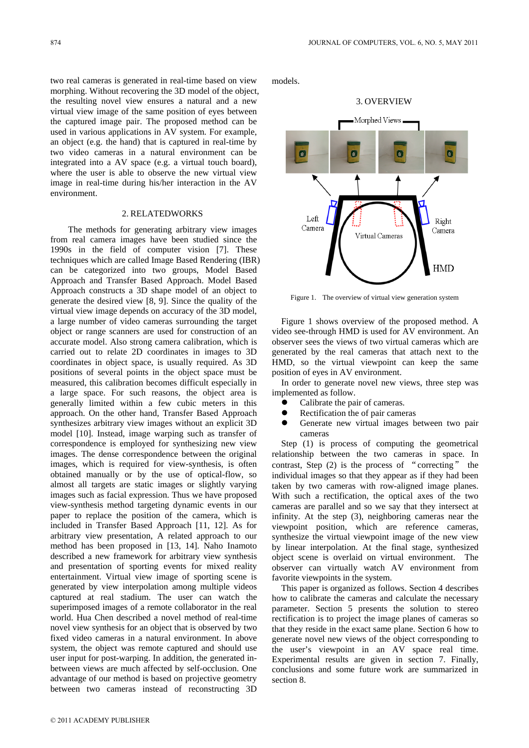two real cameras is generated in real-time based on view morphing. Without recovering the 3D model of the object, the resulting novel view ensures a natural and a new virtual view image of the same position of eyes between the captured image pair. The proposed method can be used in various applications in AV system. For example, an object (e.g. the hand) that is captured in real-time by two video cameras in a natural environment can be integrated into a AV space (e.g. a virtual touch board), where the user is able to observe the new virtual view image in real-time during his/her interaction in the AV environment.

## 2. RELATEDWORKS

The methods for generating arbitrary view images from real camera images have been studied since the 1990s in the field of computer vision [7]. These techniques which are called Image Based Rendering (IBR) can be categorized into two groups, Model Based Approach and Transfer Based Approach. Model Based Approach constructs a 3D shape model of an object to generate the desired view [8, 9]. Since the quality of the virtual view image depends on accuracy of the 3D model, a large number of video cameras surrounding the target object or range scanners are used for construction of an accurate model. Also strong camera calibration, which is carried out to relate 2D coordinates in images to 3D coordinates in object space, is usually required. As 3D positions of several points in the object space must be measured, this calibration becomes difficult especially in a large space. For such reasons, the object area is generally limited within a few cubic meters in this approach. On the other hand, Transfer Based Approach synthesizes arbitrary view images without an explicit 3D model [10]. Instead, image warping such as transfer of correspondence is employed for synthesizing new view images. The dense correspondence between the original images, which is required for view-synthesis, is often obtained manually or by the use of optical-flow, so almost all targets are static images or slightly varying images such as facial expression. Thus we have proposed view-synthesis method targeting dynamic events in our paper to replace the position of the camera, which is included in Transfer Based Approach [11, 12]. As for arbitrary view presentation, A related approach to our method has been proposed in [13, 14]. Naho Inamoto described a new framework for arbitrary view synthesis and presentation of sporting events for mixed reality entertainment. Virtual view image of sporting scene is generated by view interpolation among multiple videos captured at real stadium. The user can watch the superimposed images of a remote collaborator in the real world. Hua Chen described a novel method of real-time novel view synthesis for an object that is observed by two fixed video cameras in a natural environment. In above system, the object was remote captured and should use user input for post-warping. In addition, the generated in-between views are much affected by self-occlusion. One advantage of our method is based on projective geometry between two cameras instead of reconstructing 3D models.

## 3. OVERVIEW

Morphed Views

Left Camera

Virtual Cameras

Right Camera

HMD

Figure 1. The overview of virtual view generation system

Figure 1 shows overview of the proposed method. A video see-through HMD is used for AV environment. An observer sees the views of two virtual cameras which are generated by the real cameras that attach next to the HMD, so the virtual viewpoint can keep the same position of eyes in AV environment.

In order to generate novel new views, three step was implemented as follow.

- Calibrate the pair of cameras.
- Rectification the of pair cameras
- Generate new virtual images between two pair cameras

Step (1) is process of computing the geometrical relationship between the two cameras in space. In contrast, Step (2) is the process of "correcting" the individual images so that they appear as if they had been taken by two cameras with row-aligned image planes. With such a rectification, the optical axes of the two cameras are parallel and so we say that they intersect at infinity. At the step (3), neighboring cameras near the viewpoint position, which are reference cameras, synthesize the virtual viewpoint image of the new view by linear interpolation. At the final stage, synthesized object scene is overlaid on virtual environment. The observer can virtually watch AV environment from favorite viewpoints in the system.

This paper is organized as follows. Section 4 describes how to calibrate the cameras and calculate the necessary parameter. Section 5 presents the solution to stereo rectification is to project the image planes of cameras so that they reside in the exact same plane. Section 6 how to generate novel new views of the object corresponding to the user's viewpoint in an AV space real time. Experimental results are given in section 7. Finally, conclusions and some future work are summarized in section 8.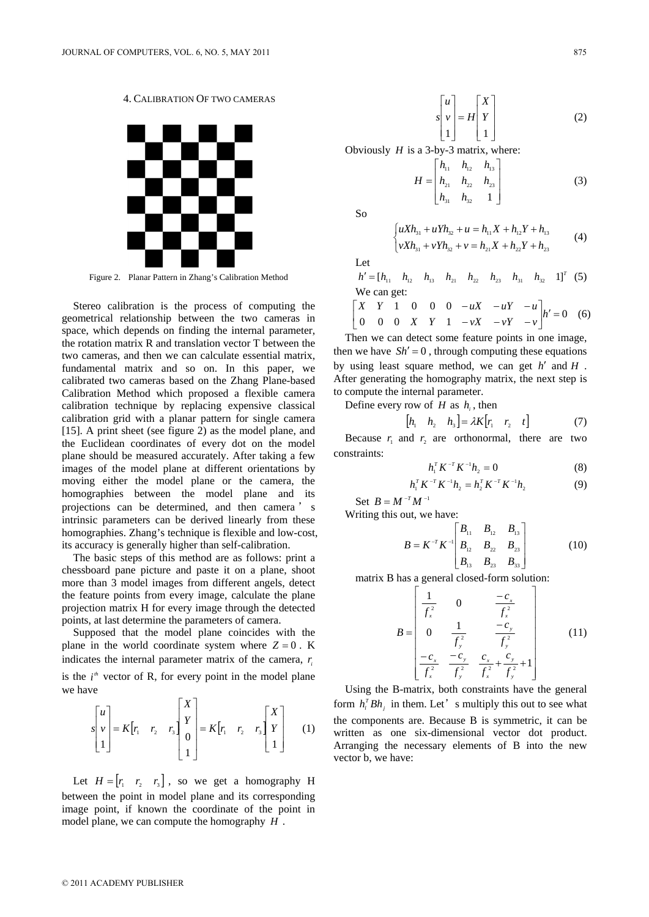### 4. CALIBRATION OF TWO CAMERAS

Figure 2. Planar Pattern in Zhang's Calibration Method

Stereo calibration is the process of computing the geometrical relationship between the two cameras in space, which depends on finding the internal parameter, the rotation matrix R and translation vector T between the two cameras, and then we can calculate essential matrix, fundamental matrix and so on. In this paper, we calibrated two cameras based on the Zhang Plane-based Calibration Method which proposed a flexible camera calibration technique by replacing expensive classical calibration grid with a planar pattern for single camera [15]. A print sheet (see figure 2) as the model plane, and the Euclidean coordinates of every dot on the model plane should be measured accurately. After taking a few images of the model plane at different orientations by moving either the model plane or the camera, the homographies between the model plane and its projections can be determined, and then camera's intrinsic parameters can be derived linearly from these homographies. Zhang's technique is flexible and low-cost, its accuracy is generally higher than self-calibration.

The basic steps of this method are as follows: print a chessboard pane picture and paste it on a plane, shoot more than 3 model images from different angels, detect the feature points from every image, calculate the plane projection matrix H for every image through the detected points, at last determine the parameters of camera.

Supposed that the model plane coincides with the plane in the world coordinate system where $Z = 0$. K indicates the internal parameter matrix of the camera, $r_i$ is the $i^{th}$ vector of R, for every point in the model plane we have

$$s\begin{bmatrix} u \\ v \\ 1 \end{bmatrix} = K\begin{bmatrix} r_1 & r_2 & r_3 \end{bmatrix}\begin{bmatrix} X \\ Y \\ 0 \\ 1 \end{bmatrix} = K\begin{bmatrix} r_1 & r_2 & r_3 \end{bmatrix}\begin{bmatrix} X \\ Y \\ 1 \end{bmatrix} \quad (1)$$

Let $H = \begin{bmatrix} r_1 & r_2 & r_3 \end{bmatrix}$, so we get a homography H between the point in model plane and its corresponding image point, if known the coordinate of the point in model plane, we can compute the homography $H$.

$$s\begin{bmatrix} u \\ v \\ 1 \end{bmatrix} = H\begin{bmatrix} X \\ Y \\ 1 \end{bmatrix} \quad (2)$$

Obviously $H$ is a 3-by-3 matrix, where:

$$H = \begin{bmatrix} h_{11} & h_{12} & h_{13} \\ h_{21} & h_{22} & h_{23} \\ h_{31} & h_{32} & 1 \end{bmatrix} \quad (3)$$

So

$$\begin{cases} uXh_{31} + uYh_{32} + u = h_{11}X + h_{12}Y + h_{13} \\ vXh_{31} + vYh_{32} + v = h_{21}X + h_{22}Y + h_{23} \end{cases} \quad (4)$$

Let

$$h' = [h_{11} \quad h_{12} \quad h_{13} \quad h_{21} \quad h_{22} \quad h_{23} \quad h_{31} \quad h_{32} \quad 1]^T \quad (5)$$

We can get:

$$\begin{bmatrix} X & Y & 1 & 0 & 0 & 0 & -uX & -uY & -u \\ 0 & 0 & 0 & X & Y & 1 & -vX & -vY & -v \end{bmatrix} h' = 0 \quad (6)$$

Then we can detect some feature points in one image, then we have $Sh' = 0$, through computing these equations by using least square method, we can get $h'$ and $H$. After generating the homography matrix, the next step is to compute the internal parameter.

Define every row of $H$ as $h_i$, then

$$\begin{bmatrix} h_1 & h_2 & h_3 \end{bmatrix} = \lambda K\begin{bmatrix} r_1 & r_2 & t \end{bmatrix} \quad (7)$$

Because $r_1$ and $r_2$ are orthonormal, there are two constraints:

$$h_1^T K^{-T} K^{-1} h_2 = 0 \quad (8)$$

$$h_1^T K^{-T} K^{-1} h_2 = h_2^T K^{-T} K^{-1} h_2 \quad (9)$$

Set $B = M^{-T} M^{-1}$

Writing this out, we have:

$$B = K^{-T} K^{-1} \begin{bmatrix} B_{11} & B_{12} & B_{13} \\ B_{12} & B_{22} & B_{23} \\ B_{13} & B_{23} & B_{33} \end{bmatrix} \quad (10)$$

matrix B has a general closed-form solution:

$$B = \begin{bmatrix} \frac{1}{f_x^2} & 0 & \frac{-c_x}{f_x^2} \\ 0 & \frac{1}{f_y^2} & \frac{-c_y}{f_y^2} \\ \frac{-c_x}{f_x^2} & \frac{-c_y}{f_y^2} & \frac{c_x}{f_x^2} + \frac{c_y}{f_y^2} + 1 \end{bmatrix} \quad (11)$$

Using the B-matrix, both constraints have the general form $h_i^T B h_j$ in them. Let's multiply this out to see what the components are. Because B is symmetric, it can be written as one six-dimensional vector dot product. Arranging the necessary elements of B into the new vector b, we have: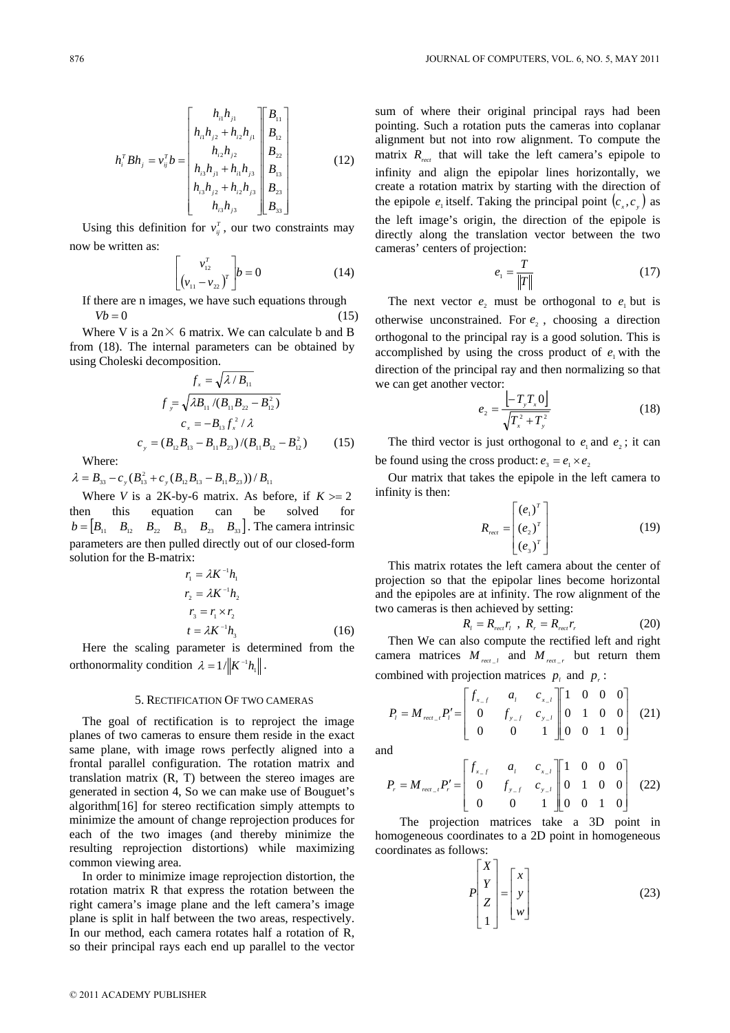$$h_i^T B h_j = v_{ij}^T b = \begin{bmatrix} h_{i1}h_{j1} \\ h_{i1}h_{j2} + h_{i2}h_{j1} \\ h_{i2}h_{j2} \\ h_{i3}h_{j1} + h_{i1}h_{j3} \\ h_{i3}h_{j2} + h_{i2}h_{j3} \\ h_{i3}h_{j3} \end{bmatrix} \begin{bmatrix} B_{11} \\ B_{12} \\ B_{22} \\ B_{13} \\ B_{23} \\ B_{33} \end{bmatrix} \tag{12}$$

Using this definition for $v_{ij}^T$, our two constraints may now be written as:

$$\begin{bmatrix} v_{12}^T \\ (v_{11} - v_{22})^T \end{bmatrix} b = 0 \tag{14}$$

If there are n images, we have such equations through

$$Vb = 0 \tag{15}$$

Where V is a 2n× 6 matrix. We can calculate b and B from (18). The internal parameters can be obtained by using Choleski decomposition.

$$f_x = \sqrt{\lambda / B_{11}}$$

$$f_y = \sqrt{\lambda B_{11} / (B_{11}B_{22} - B_{12}^2)}$$

$$c_x = -B_{13} f_x^2 / \lambda$$

$$c_y = (B_{12}B_{13} - B_{11}B_{23}) / (B_{11}B_{12} - B_{12}^2) \tag{15}$$

Where:

$\lambda = B_{33} - c_y(B_{13}^2 + c_y(B_{12}B_{13} - B_{11}B_{23})) / B_{11}$

Where $V$ is a 2K-by-6 matrix. As before, if $K >= 2$ then this equation can be solved for $b = [B_{11} \quad B_{12} \quad B_{22} \quad B_{13} \quad B_{23} \quad B_{33}]$. The camera intrinsic parameters are then pulled directly out of our closed-form solution for the B-matrix:

$$r_1 = \lambda K^{-1} h_1$$

$$r_2 = \lambda K^{-1} h_2$$

$$r_3 = r_1 \times r_2$$

$$t = \lambda K^{-1} h_3 \tag{16}$$

Here the scaling parameter is determined from the orthonormality condition $\lambda = 1 / \|K^{-1} h_1\|$.

## 5. RECTIFICATION OF TWO CAMERAS

The goal of rectification is to reproject the image planes of two cameras to ensure them reside in the exact same plane, with image rows perfectly aligned into a frontal parallel configuration. The rotation matrix and translation matrix (R, T) between the stereo images are generated in section 4, So we can make use of Bouguet's algorithm[16] for stereo rectification simply attempts to minimize the amount of change reprojection produces for each of the two images (and thereby minimize the resulting reprojection distortions) while maximizing common viewing area.

In order to minimize image reprojection distortion, the rotation matrix R that express the rotation between the right camera's image plane and the left camera's image plane is split in half between the two areas, respectively. In our method, each camera rotates half a rotation of R, so their principal rays each end up parallel to the vector sum of where their original principal rays had been pointing. Such a rotation puts the cameras into coplanar alignment but not into row alignment. To compute the matrix $R_{rect}$ that will take the left camera's epipole to infinity and align the epipolar lines horizontally, we create a rotation matrix by starting with the direction of the epipole $e_1$ itself. Taking the principal point $(c_x, c_y)$ as the left image's origin, the direction of the epipole is directly along the translation vector between the two cameras' centers of projection:

$$e_1 = \frac{T}{\|T\|} \tag{17}$$

The next vector $e_2$ must be orthogonal to $e_1$ but is otherwise unconstrained. For $e_2$, choosing a direction orthogonal to the principal ray is a good solution. This is accomplished by using the cross product of $e_1$ with the direction of the principal ray and then normalizing so that we can get another vector:

$$e_2 = \frac{\lfloor -T_y T_x 0 \rfloor}{\sqrt{T_x^2 + T_y^2}} \tag{18}$$

The third vector is just orthogonal to $e_1$ and $e_2$; it can be found using the cross product: $e_3 = e_1 \times e_2$

Our matrix that takes the epipole in the left camera to infinity is then:

$$R_{rect} = \begin{bmatrix} (e_1)^T \\ (e_2)^T \\ (e_3)^T \end{bmatrix} \tag{19}$$

This matrix rotates the left camera about the center of projection so that the epipolar lines become horizontal and the epipoles are at infinity. The row alignment of the two cameras is then achieved by setting:

$$R_l = R_{rect} r_l \ , \ R_r = R_{rect} r_r \tag{20}$$

Then We can also compute the rectified left and right camera matrices $M_{rect\_l}$ and $M_{rect\_r}$ but return them combined with projection matrices $p_l$ and $p_r$:

$$P_l = M_{rect\_l} P_l' = \begin{bmatrix} f_{x\_f} & a_l & c_{x\_l} \\ 0 & f_{y\_f} & c_{y\_l} \\ 0 & 0 & 1 \end{bmatrix} \begin{bmatrix} 1 & 0 & 0 & 0 \\ 0 & 1 & 0 & 0 \\ 0 & 0 & 1 & 0 \end{bmatrix} \tag{21}$$

and

$$P_r = M_{rect\_l} P_r' = \begin{bmatrix} f_{x\_f} & a_l & c_{x\_l} \\ 0 & f_{y\_f} & c_{y\_l} \\ 0 & 0 & 1 \end{bmatrix} \begin{bmatrix} 1 & 0 & 0 & 0 \\ 0 & 1 & 0 & 0 \\ 0 & 0 & 1 & 0 \end{bmatrix} \tag{22}$$

The projection matrices take a 3D point in homogeneous coordinates to a 2D point in homogeneous coordinates as follows:

$$P \begin{bmatrix} X \\ Y \\ Z \\ 1 \end{bmatrix} = \begin{bmatrix} x \\ y \\ w \end{bmatrix} \tag{23}$$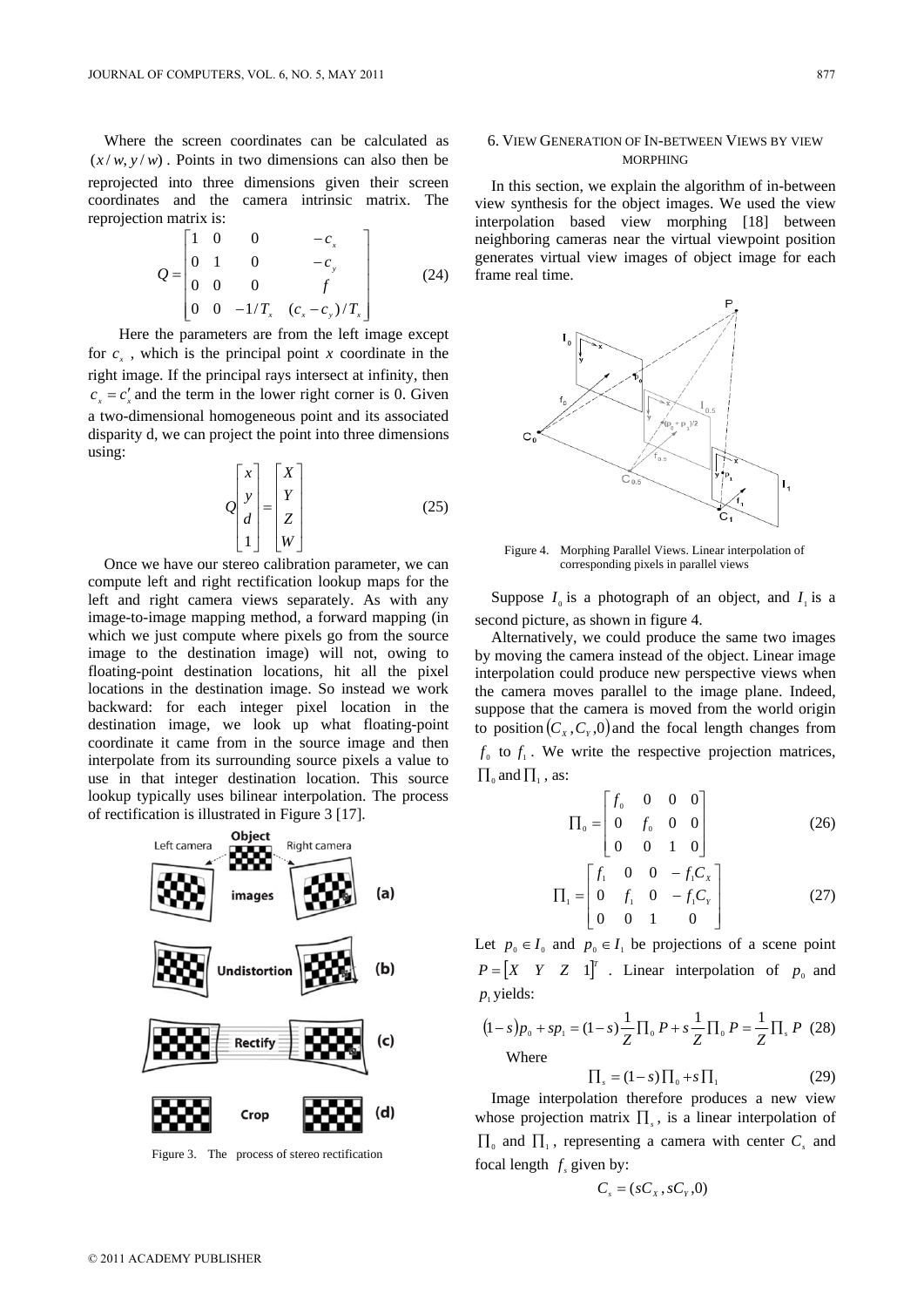Where the screen coordinates can be calculated as $(x/w, y/w)$. Points in two dimensions can also then be reprojected into three dimensions given their screen coordinates and the camera intrinsic matrix. The reprojection matrix is:

$$Q = \begin{bmatrix} 1 & 0 & 0 & -c_x \\ 0 & 1 & 0 & -c_y \\ 0 & 0 & 0 & f \\ 0 & 0 & -1/T_x & (c_x - c_y)/T_x \end{bmatrix} \quad (24)$$

Here the parameters are from the left image except for $c_x$, which is the principal point $x$ coordinate in the right image. If the principal rays intersect at infinity, then $c_x = c'_x$ and the term in the lower right corner is 0. Given a two-dimensional homogeneous point and its associated disparity d, we can project the point into three dimensions using:

$$Q \begin{bmatrix} x \\ y \\ d \\ 1 \end{bmatrix} = \begin{bmatrix} X \\ Y \\ Z \\ W \end{bmatrix} \quad (25)$$

Once we have our stereo calibration parameter, we can compute left and right rectification lookup maps for the left and right camera views separately. As with any image-to-image mapping method, a forward mapping (in which we just compute where pixels go from the source image to the destination image) will not, owing to floating-point destination locations, hit all the pixel locations in the destination image. So instead we work backward: for each integer pixel location in the destination image, we look up what floating-point coordinate it came from in the source image and then interpolate from its surrounding source pixels a value to use in that integer destination location. This source lookup typically uses bilinear interpolation. The process of rectification is illustrated in Figure 3 [17].

Object

Left camera

Right camera

images (a)

Undistortion (b)

Rectify (c)

Crop (d)

Figure 3. The process of stereo rectification

## 6. View Generation of In-between Views by View Morphing

In this section, we explain the algorithm of in-between view synthesis for the object images. We used the view interpolation based view morphing [18] between neighboring cameras near the virtual viewpoint position generates virtual view images of object image for each frame real time.

Figure 4. Morphing Parallel Views. Linear interpolation of corresponding pixels in parallel views

Suppose $I_0$ is a photograph of an object, and $I_1$ is a second picture, as shown in figure 4.

Alternatively, we could produce the same two images by moving the camera instead of the object. Linear image interpolation could produce new perspective views when the camera moves parallel to the image plane. Indeed, suppose that the camera is moved from the world origin to position $(C_X, C_Y, 0)$ and the focal length changes from $f_0$ to $f_1$. We write the respective projection matrices, $\prod_0$ and $\prod_1$, as:

$$\prod_0 = \begin{bmatrix} f_0 & 0 & 0 & 0 \\ 0 & f_0 & 0 & 0 \\ 0 & 0 & 1 & 0 \end{bmatrix} \quad (26)$$

$$\prod_1 = \begin{bmatrix} f_1 & 0 & 0 & -f_1 C_X \\ 0 & f_1 & 0 & -f_1 C_Y \\ 0 & 0 & 1 & 0 \end{bmatrix} \quad (27)$$

Let $p_0 \in I_0$ and $p_0 \in I_1$ be projections of a scene point $P = \begin{bmatrix} X & Y & Z & 1 \end{bmatrix}^T$. Linear interpolation of $p_0$ and $p_1$ yields:

$$(1-s)p_0 + sp_1 = (1-s)\frac{1}{Z}\prod_0 P + s\frac{1}{Z}\prod_0 P = \frac{1}{Z}\prod_s P \quad (28)$$

Where

$$\prod_s = (1-s)\prod_0 + s\prod_1 \quad (29)$$

Image interpolation therefore produces a new view whose projection matrix $\prod_s$, is a linear interpolation of $\prod_0$ and $\prod_1$, representing a camera with center $C_s$ and focal length $f_s$ given by:

$$C_s = (sC_X, sC_Y, 0)$$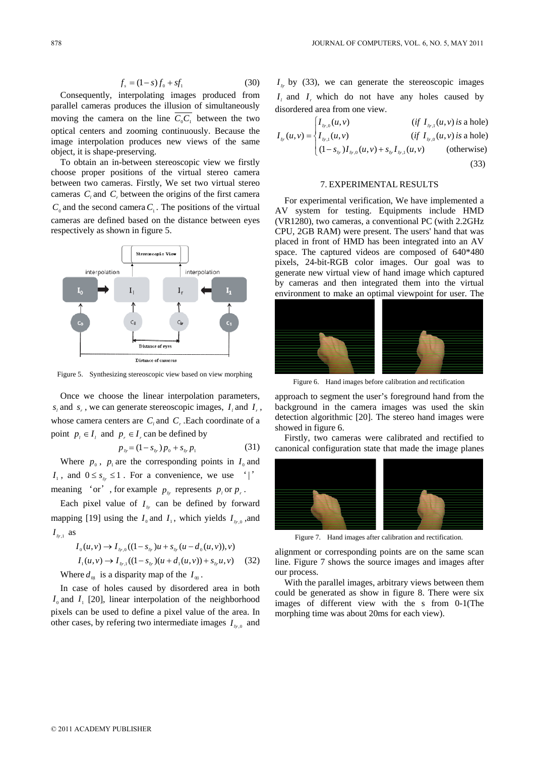$$f_s = (1-s) f_0 + sf_1 \quad (30)$$

Consequently, interpolating images produced from parallel cameras produces the illusion of simultaneously moving the camera on the line $\overline{C_0C_1}$ between the two optical centers and zooming continuously. Because the image interpolation produces new views of the same object, it is shape-preserving.

To obtain an in-between stereoscopic view we firstly choose proper positions of the virtual stereo camera between two cameras. Firstly, We set two virtual stereo cameras $C_l$ and $C_r$ between the origins of the first camera $C_0$ and the second camera $C_1$. The positions of the virtual cameras are defined based on the distance between eyes respectively as shown in figure 5.

Stereoscopic View

interpolation

interpolation

$I_0$

$I_l$

$I_r$

$I_1$

$C_0$

$C_{ll}$

$C_{lr}$

$C_1$

Distance of eyes

Distance of cameras

Figure 5. Synthesizing stereoscopic view based on view morphing

Once we choose the linear interpolation parameters, $s_l$ and $s_r$, we can generate stereoscopic images, $I_l$ and $I_r$, whose camera centers are $C_l$ and $C_r$ .Each coordinate of a point $p_l \in I_l$ and $p_r \in I_r$ can be defined by

$$p_{l|r} = (1-s_{l|r}) p_0 + s_{l|r} p_1 \quad (31)$$

Where $p_0$, $p_1$ are the corresponding points in $I_0$ and $I_1$, and $0 \le s_{l|r} \le 1$. For a convenience, we use '|' meaning 'or', for example $p_{l|r}$ represents $p_l$ or $p_r$.

Each pixel value of $I_{l|r}$ can be defined by forward mapping [19] using the $I_0$ and $I_1$, which yields $I_{l|r,0}$ ,and $I_{l|r,1}$ as

$$\begin{aligned} I_0(u,v) &\rightarrow I_{l|r,0}((1-s_{l|r})u + s_{l|r}(u - d_0(u,v)), v) \\ I_1(u,v) &\rightarrow I_{l|r,1}((1-s_{l|r})(u + d_1(u,v)) + s_{l|r}u, v) \end{aligned} \quad (32)$$

Where $d_{0|1}$ is a disparity map of the $I_{0|1}$.

In case of holes caused by disordered area in both $I_0$ and $I_1$ [20], linear interpolation of the neighborhood pixels can be used to define a pixel value of the area. In other cases, by refering two intermediate images $I_{l|r,0}$ and $I_{l|r}$ by (33), we can generate the stereoscopic images $I_l$ and $I_r$ which do not have any holes caused by disordered area from one view.

$$I_{l|r}(u,v) = \begin{cases} I_{l|r,0}(u,v) & (if\ I_{l|r,1}(u,v)\ is \text{ a hole}) \\ I_{l|r,1}(u,v) & (if\ I_{l|r,0}(u,v)\ is \text{ a hole}) \\ (1-s_{l|r})I_{l|r,0}(u,v) + s_{l|r}I_{l|r,1}(u,v) & \text{(otherwise)} \end{cases} \quad (33)$$

## 7. EXPERIMENTAL RESULTS

For experimental verification, We have implemented a AV system for testing. Equipments include HMD (VR1280), two cameras, a conventional PC (with 2.2GHz CPU, 2GB RAM) were present. The users' hand that was placed in front of HMD has been integrated into an AV space. The captured videos are composed of 640*480 pixels, 24-bit-RGB color images. Our goal was to generate new virtual view of hand image which captured by cameras and then integrated them into the virtual environment to make an optimal viewpoint for user. The approach to segment the user's foreground hand from the background in the camera images was used the skin detection algorithmic [20]. The stereo hand images were showed in figure 6.

Figure 6. Hand images before calibration and rectification

Firstly, two cameras were calibrated and rectified to canonical configuration state that made the image planes alignment or corresponding points are on the same scan line. Figure 7 shows the source images and images after our process.

Figure 7. Hand images after calibration and rectification.

With the parallel images, arbitrary views between them could be generated as show in figure 8. There were six images of different view with the s from 0-1(The morphing time was about 20ms for each view).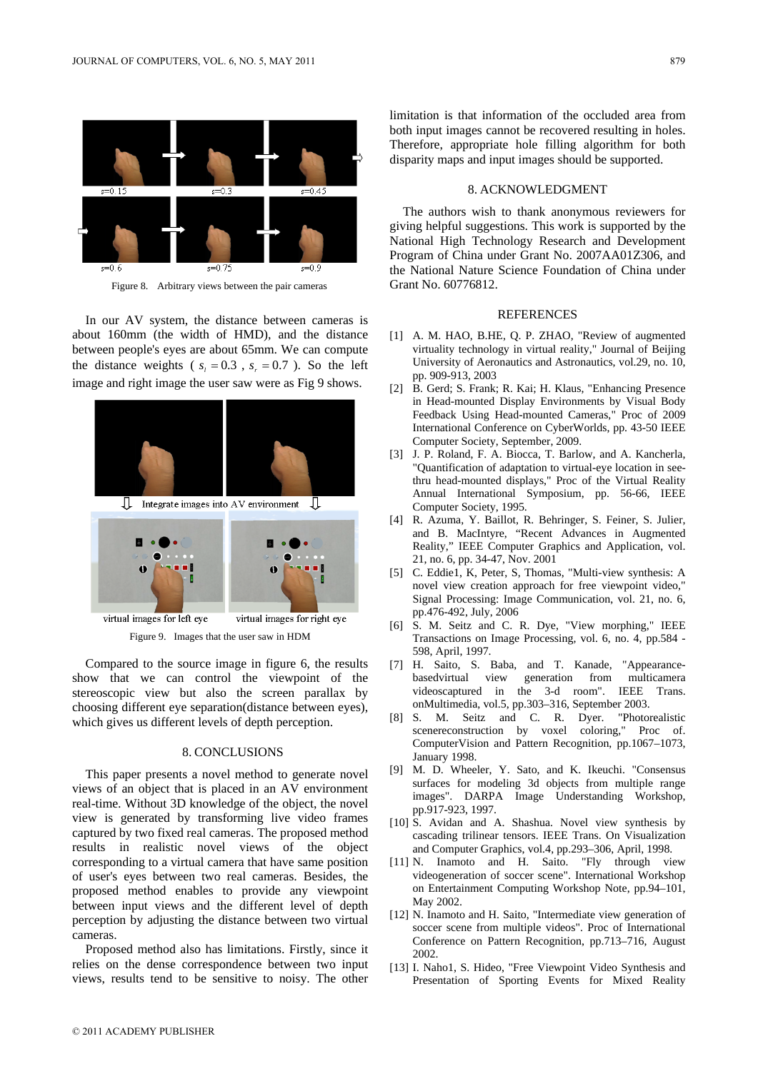s=0.15 s=0.3 s=0.45

s=0.6 s=0.75 s=0.9

Figure 8. Arbitrary views between the pair cameras

In our AV system, the distance between cameras is about 160mm (the width of HMD), and the distance between people's eyes are about 65mm. We can compute the distance weights ( $s_l = 0.3$ , $s_r = 0.7$ ). So the left image and right image the user saw were as Fig 9 shows.

Integrate images into AV environment

virtual images for left eye virtual images for right eye

Figure 9. Images that the user saw in HDM

Compared to the source image in figure 6, the results show that we can control the viewpoint of the stereoscopic view but also the screen parallax by choosing different eye separation(distance between eyes), which gives us different levels of depth perception.

## 8. CONCLUSIONS

This paper presents a novel method to generate novel views of an object that is placed in an AV environment real-time. Without 3D knowledge of the object, the novel view is generated by transforming live video frames captured by two fixed real cameras. The proposed method results in realistic novel views of the object corresponding to a virtual camera that have same position of user's eyes between two real cameras. Besides, the proposed method enables to provide any viewpoint between input views and the different level of depth perception by adjusting the distance between two virtual cameras.

Proposed method also has limitations. Firstly, since it relies on the dense correspondence between two input views, results tend to be sensitive to noisy. The other limitation is that information of the occluded area from both input images cannot be recovered resulting in holes. Therefore, appropriate hole filling algorithm for both disparity maps and input images should be supported.

## 8. ACKNOWLEDGMENT

The authors wish to thank anonymous reviewers for giving helpful suggestions. This work is supported by the National High Technology Research and Development Program of China under Grant No. 2007AA01Z306, and the National Nature Science Foundation of China under Grant No. 60776812.

## REFERENCES

[1] A. M. HAO, B.HE, Q. P. ZHAO, "Review of augmented virtuality technology in virtual reality," Journal of Beijing University of Aeronautics and Astronautics, vol.29, no. 10, pp. 909-913, 2003

[2] B. Gerd; S. Frank; R. Kai; H. Klaus, "Enhancing Presence in Head-mounted Display Environments by Visual Body Feedback Using Head-mounted Cameras," Proc of 2009 International Conference on CyberWorlds, pp. 43-50 IEEE Computer Society, September, 2009.

[3] J. P. Roland, F. A. Biocca, T. Barlow, and A. Kancherla, "Quantification of adaptation to virtual-eye location in see-thru head-mounted displays," Proc of the Virtual Reality Annual International Symposium, pp. 56-66, IEEE Computer Society, 1995.

[4] R. Azuma, Y. Baillot, R. Behringer, S. Feiner, S. Julier, and B. MacIntyre, "Recent Advances in Augmented Reality," IEEE Computer Graphics and Application, vol. 21, no. 6, pp. 34-47, Nov. 2001

[5] C. Eddie1, K, Peter, S, Thomas, "Multi-view synthesis: A novel view creation approach for free viewpoint video," Signal Processing: Image Communication, vol. 21, no. 6, pp.476-492, July, 2006

[6] S. M. Seitz and C. R. Dye, "View morphing," IEEE Transactions on Image Processing, vol. 6, no. 4, pp.584 - 598, April, 1997.

[7] H. Saito, S. Baba, and T. Kanade, "Appearance-basedvirtual view generation from multicamera videoscaptured in the 3-d room". IEEE Trans. onMultimedia, vol.5, pp.303–316, September 2003.

[8] S. M. Seitz and C. R. Dyer. "Photorealistic scenereconstruction by voxel coloring," Proc of. ComputerVision and Pattern Recognition, pp.1067–1073, January 1998.

[9] M. D. Wheeler, Y. Sato, and K. Ikeuchi. "Consensus surfaces for modeling 3d objects from multiple range images". DARPA Image Understanding Workshop, pp.917-923, 1997.

[10] S. Avidan and A. Shashua. Novel view synthesis by cascading trilinear tensors. IEEE Trans. On Visualization and Computer Graphics, vol.4, pp.293–306, April, 1998.

[11] N. Inamoto and H. Saito. "Fly through view videogeneration of soccer scene". International Workshop on Entertainment Computing Workshop Note, pp.94–101, May 2002.

[12] N. Inamoto and H. Saito, "Intermediate view generation of soccer scene from multiple videos". Proc of International Conference on Pattern Recognition, pp.713–716, August 2002.

[13] I. Naho1, S. Hideo, "Free Viewpoint Video Synthesis and Presentation of Sporting Events for Mixed Reality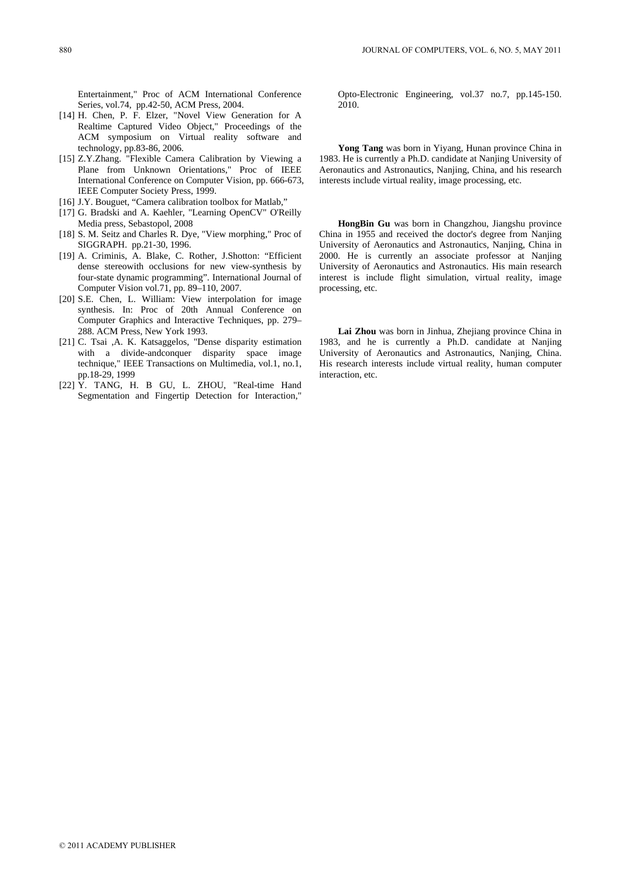Entertainment," Proc of ACM International Conference Series, vol.74, pp.42-50, ACM Press, 2004.

[14] H. Chen, P. F. Elzer, "Novel View Generation for A Realtime Captured Video Object," Proceedings of the ACM symposium on Virtual reality software and technology, pp.83-86, 2006.

[15] Z.Y.Zhang. "Flexible Camera Calibration by Viewing a Plane from Unknown Orientations," Proc of IEEE International Conference on Computer Vision, pp. 666-673, IEEE Computer Society Press, 1999.

[16] J.Y. Bouguet, "Camera calibration toolbox for Matlab,"

[17] G. Bradski and A. Kaehler, "Learning OpenCV" O'Reilly Media press, Sebastopol, 2008

[18] S. M. Seitz and Charles R. Dye, "View morphing," Proc of SIGGRAPH. pp.21-30, 1996.

[19] A. Criminis, A. Blake, C. Rother, J.Shotton: "Efficient dense stereowith occlusions for new view-synthesis by four-state dynamic programming". International Journal of Computer Vision vol.71, pp. 89–110, 2007.

[20] S.E. Chen, L. William: View interpolation for image synthesis. In: Proc of 20th Annual Conference on Computer Graphics and Interactive Techniques, pp. 279–288. ACM Press, New York 1993.

[21] C. Tsai ,A. K. Katsaggelos, "Dense disparity estimation with a divide-andconquer disparity space image technique," IEEE Transactions on Multimedia, vol.1, no.1, pp.18-29, 1999

[22] Y. TANG, H. B GU, L. ZHOU, "Real-time Hand Segmentation and Fingertip Detection for Interaction," Opto-Electronic Engineering, vol.37 no.7, pp.145-150. 2010.

**Yong Tang** was born in Yiyang, Hunan province China in 1983. He is currently a Ph.D. candidate at Nanjing University of Aeronautics and Astronautics, Nanjing, China, and his research interests include virtual reality, image processing, etc.

**HongBin Gu** was born in Changzhou, Jiangshu province China in 1955 and received the doctor's degree from Nanjing University of Aeronautics and Astronautics, Nanjing, China in 2000. He is currently an associate professor at Nanjing University of Aeronautics and Astronautics. His main research interest is include flight simulation, virtual reality, image processing, etc.

**Lai Zhou** was born in Jinhua, Zhejiang province China in 1983, and he is currently a Ph.D. candidate at Nanjing University of Aeronautics and Astronautics, Nanjing, China. His research interests include virtual reality, human computer interaction, etc.